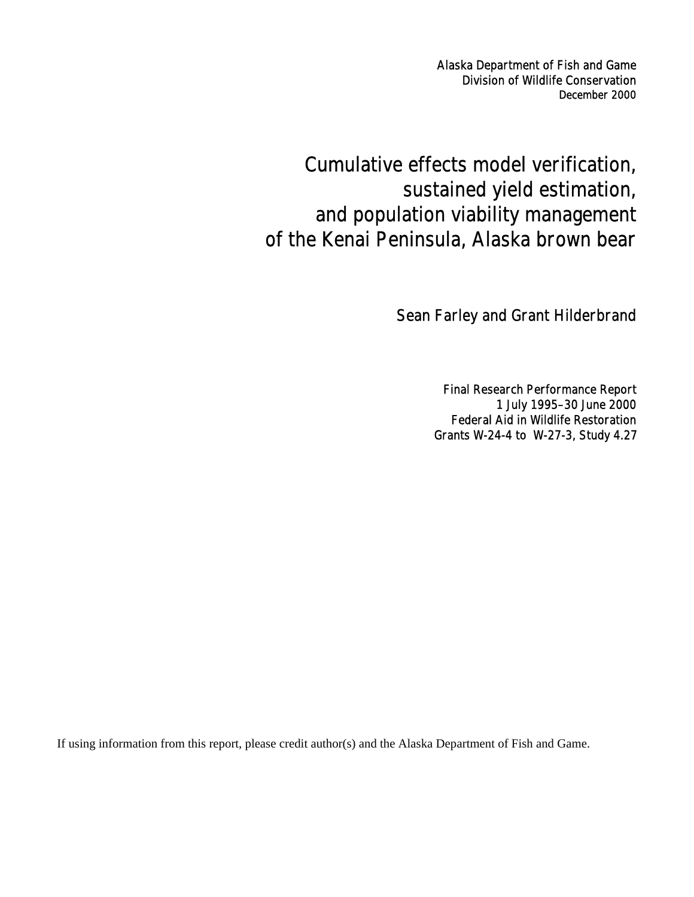Alaska Department of Fish and Game
Division of Wildlife Conservation
December 2000

# Cumulative effects model verification, sustained yield estimation, and population viability management of the Kenai Peninsula, Alaska brown bear

Sean Farley and Grant Hilderbrand

Final Research Performance Report
1 July 1995–30 June 2000
Federal Aid in Wildlife Restoration
Grants W-24-4 to W-27-3, Study 4.27

If using information from this report, please credit author(s) and the Alaska Department of Fish and Game.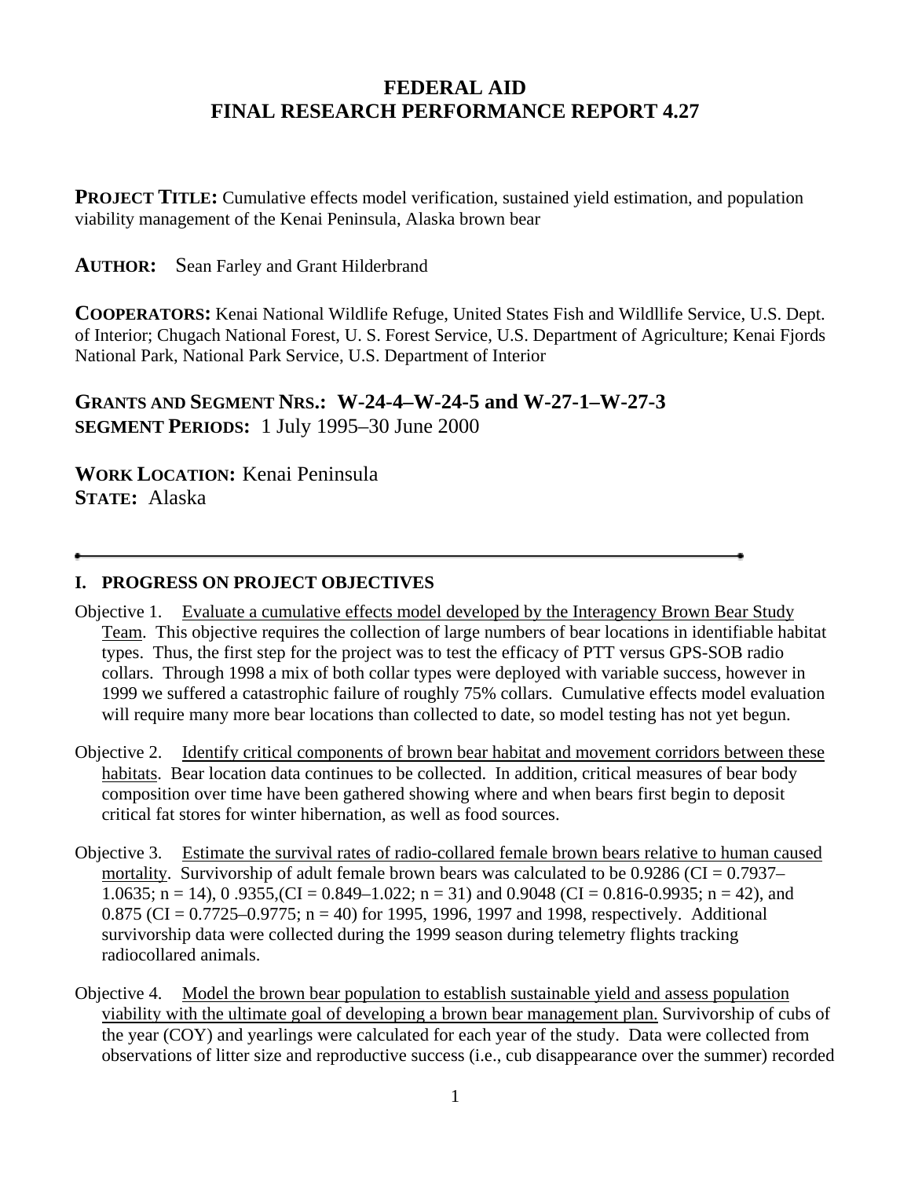# FEDERAL AID
# FINAL RESEARCH PERFORMANCE REPORT 4.27

**PROJECT TITLE:** Cumulative effects model verification, sustained yield estimation, and population viability management of the Kenai Peninsula, Alaska brown bear

**AUTHOR:** Sean Farley and Grant Hilderbrand

**COOPERATORS:** Kenai National Wildlife Refuge, United States Fish and Wildllife Service, U.S. Dept. of Interior; Chugach National Forest, U. S. Forest Service, U.S. Department of Agriculture; Kenai Fjords National Park, National Park Service, U.S. Department of Interior

**GRANTS AND SEGMENT NRS.: W-24-4–W-24-5 and W-27-1–W-27-3**
**SEGMENT PERIODS:** 1 July 1995–30 June 2000

**WORK LOCATION:** Kenai Peninsula
**STATE:** Alaska

---

## I. PROGRESS ON PROJECT OBJECTIVES

Objective 1. Evaluate a cumulative effects model developed by the Interagency Brown Bear Study Team. This objective requires the collection of large numbers of bear locations in identifiable habitat types. Thus, the first step for the project was to test the efficacy of PTT versus GPS-SOB radio collars. Through 1998 a mix of both collar types were deployed with variable success, however in 1999 we suffered a catastrophic failure of roughly 75% collars. Cumulative effects model evaluation will require many more bear locations than collected to date, so model testing has not yet begun.

Objective 2. Identify critical components of brown bear habitat and movement corridors between these habitats. Bear location data continues to be collected. In addition, critical measures of bear body composition over time have been gathered showing where and when bears first begin to deposit critical fat stores for winter hibernation, as well as food sources.

Objective 3. Estimate the survival rates of radio-collared female brown bears relative to human caused mortality. Survivorship of adult female brown bears was calculated to be 0.9286 (CI = 0.7937–1.0635; n = 14), 0 .9355,(CI = 0.849–1.022; n = 31) and 0.9048 (CI = 0.816-0.9935; n = 42), and 0.875 (CI = 0.7725–0.9775; n = 40) for 1995, 1996, 1997 and 1998, respectively. Additional survivorship data were collected during the 1999 season during telemetry flights tracking radiocollared animals.

Objective 4. Model the brown bear population to establish sustainable yield and assess population viability with the ultimate goal of developing a brown bear management plan. Survivorship of cubs of the year (COY) and yearlings were calculated for each year of the study. Data were collected from observations of litter size and reproductive success (i.e., cub disappearance over the summer) recorded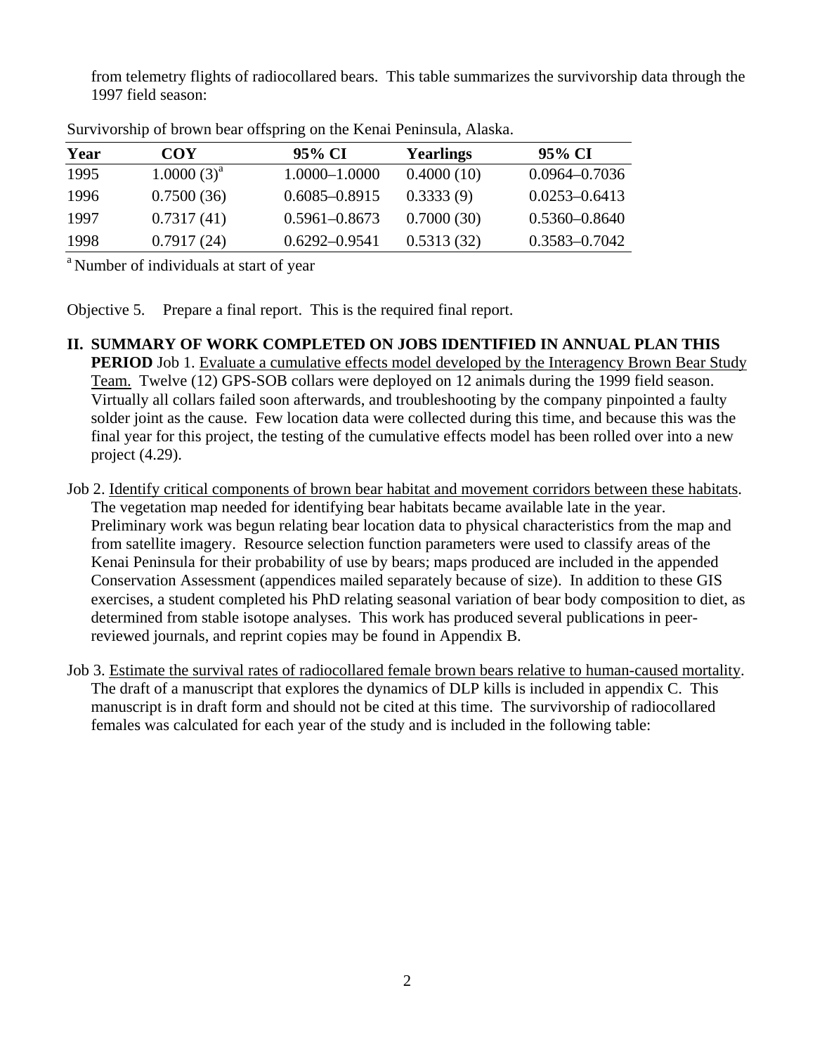from telemetry flights of radiocollared bears. This table summarizes the survivorship data through the 1997 field season:

Survivorship of brown bear offspring on the Kenai Peninsula, Alaska.

| Year | COY | 95% CI | Yearlings | 95% CI |
|---|---|---|---|---|
| 1995 | 1.0000 (3)[a] | 1.0000–1.0000 | 0.4000 (10) | 0.0964–0.7036 |
| 1996 | 0.7500 (36) | 0.6085–0.8915 | 0.3333 (9) | 0.0253–0.6413 |
| 1997 | 0.7317 (41) | 0.5961–0.8673 | 0.7000 (30) | 0.5360–0.8640 |
| 1998 | 0.7917 (24) | 0.6292–0.9541 | 0.5313 (32) | 0.3583–0.7042 |

[a] Number of individuals at start of year

Objective 5. Prepare a final report. This is the required final report.

**II. SUMMARY OF WORK COMPLETED ON JOBS IDENTIFIED IN ANNUAL PLAN THIS PERIOD** Job 1. Evaluate a cumulative effects model developed by the Interagency Brown Bear Study Team. Twelve (12) GPS-SOB collars were deployed on 12 animals during the 1999 field season. Virtually all collars failed soon afterwards, and troubleshooting by the company pinpointed a faulty solder joint as the cause. Few location data were collected during this time, and because this was the final year for this project, the testing of the cumulative effects model has been rolled over into a new project (4.29).

Job 2. Identify critical components of brown bear habitat and movement corridors between these habitats. The vegetation map needed for identifying bear habitats became available late in the year. Preliminary work was begun relating bear location data to physical characteristics from the map and from satellite imagery. Resource selection function parameters were used to classify areas of the Kenai Peninsula for their probability of use by bears; maps produced are included in the appended Conservation Assessment (appendices mailed separately because of size). In addition to these GIS exercises, a student completed his PhD relating seasonal variation of bear body composition to diet, as determined from stable isotope analyses. This work has produced several publications in peer-reviewed journals, and reprint copies may be found in Appendix B.

Job 3. Estimate the survival rates of radiocollared female brown bears relative to human-caused mortality. The draft of a manuscript that explores the dynamics of DLP kills is included in appendix C. This manuscript is in draft form and should not be cited at this time. The survivorship of radiocollared females was calculated for each year of the study and is included in the following table: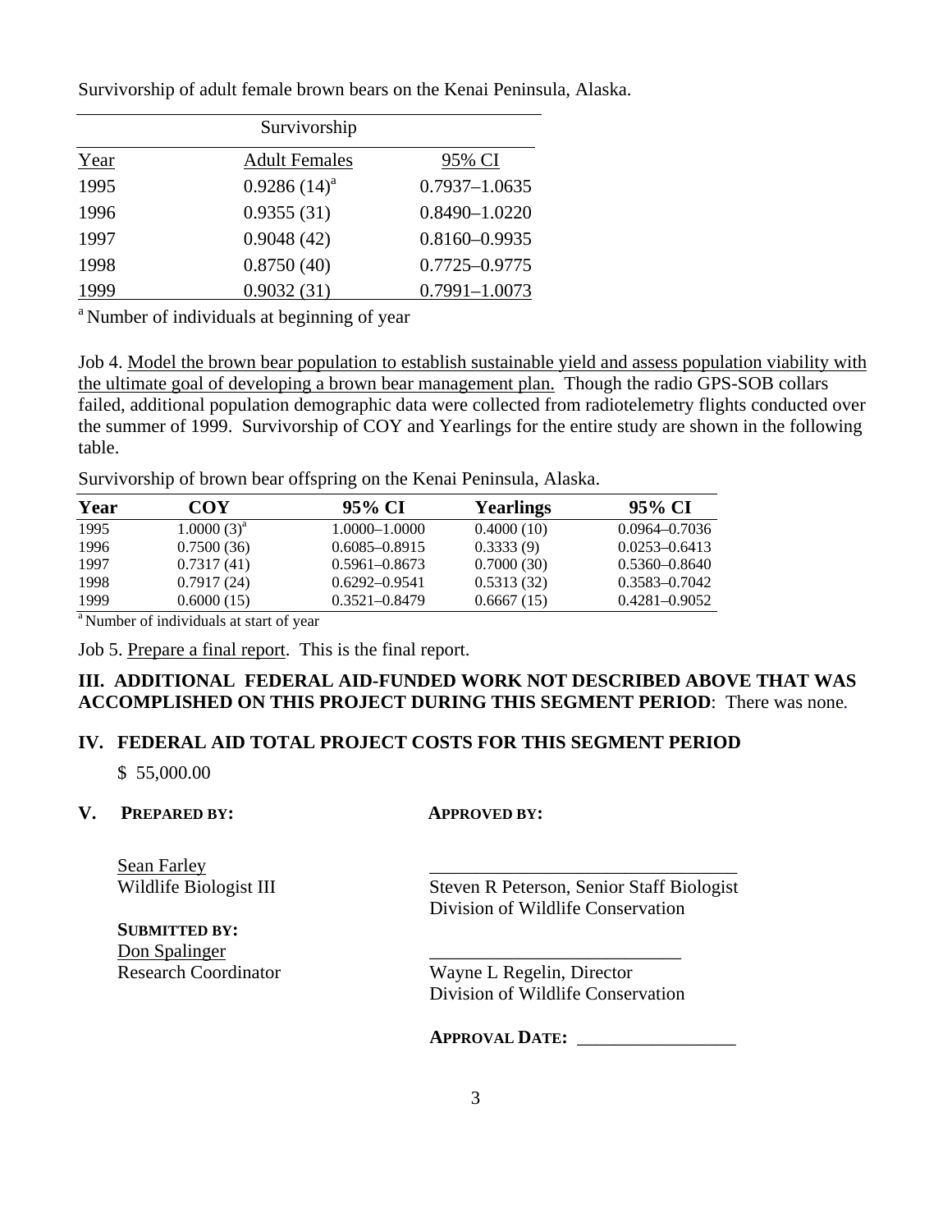Survivorship of adult female brown bears on the Kenai Peninsula, Alaska.

| | Survivorship | |
|---|---|---|
| Year | Adult Females | 95% CI |
| 1995 | 0.9286 (14)[a] | 0.7937–1.0635 |
| 1996 | 0.9355 (31) | 0.8490–1.0220 |
| 1997 | 0.9048 (42) | 0.8160–0.9935 |
| 1998 | 0.8750 (40) | 0.7725–0.9775 |
| 1999 | 0.9032 (31) | 0.7991–1.0073 |

[a] Number of individuals at beginning of year

Job 4. Model the brown bear population to establish sustainable yield and assess population viability with the ultimate goal of developing a brown bear management plan. Though the radio GPS-SOB collars failed, additional population demographic data were collected from radiotelemetry flights conducted over the summer of 1999. Survivorship of COY and Yearlings for the entire study are shown in the following table.

Survivorship of brown bear offspring on the Kenai Peninsula, Alaska.

| Year | COY | 95% CI | Yearlings | 95% CI |
|---|---|---|---|---|
| 1995 | 1.0000 (3)[a] | 1.0000–1.0000 | 0.4000 (10) | 0.0964–0.7036 |
| 1996 | 0.7500 (36) | 0.6085–0.8915 | 0.3333 (9) | 0.0253–0.6413 |
| 1997 | 0.7317 (41) | 0.5961–0.8673 | 0.7000 (30) | 0.5360–0.8640 |
| 1998 | 0.7917 (24) | 0.6292–0.9541 | 0.5313 (32) | 0.3583–0.7042 |
| 1999 | 0.6000 (15) | 0.3521–0.8479 | 0.6667 (15) | 0.4281–0.9052 |

[a] Number of individuals at start of year

Job 5. Prepare a final report. This is the final report.

## III. ADDITIONAL FEDERAL AID-FUNDED WORK NOT DESCRIBED ABOVE THAT WAS ACCOMPLISHED ON THIS PROJECT DURING THIS SEGMENT PERIOD: There was none.

## IV. FEDERAL AID TOTAL PROJECT COSTS FOR THIS SEGMENT PERIOD

$ 55,000.00

## V. PREPARED BY:

Sean Farley
Wildlife Biologist III

**SUBMITTED BY:**
Don Spalinger
Research Coordinator

**APPROVED BY:**

\_\_\_\_\_\_\_\_\_\_\_\_\_\_\_\_\_\_\_\_\_\_\_\_\_\_\_\_\_\_\_\_
Steven R Peterson, Senior Staff Biologist
Division of Wildlife Conservation

\_\_\_\_\_\_\_\_\_\_\_\_\_\_\_\_\_\_\_\_\_\_\_\_\_\_
Wayne L Regelin, Director
Division of Wildlife Conservation

**APPROVAL DATE:** \_\_\_\_\_\_\_\_\_\_\_\_\_\_\_\_